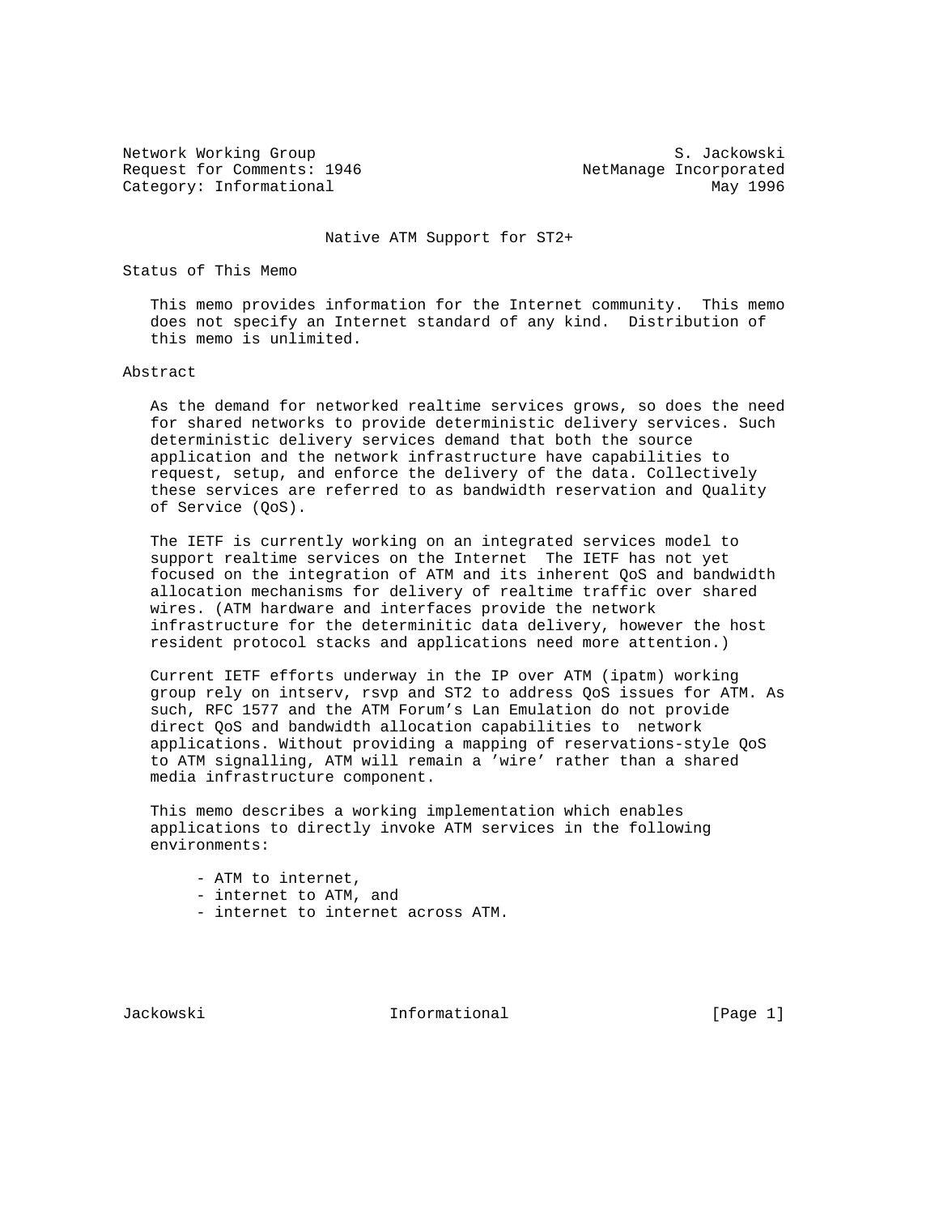Network Working Group S. Jackowski
Request for Comments: 1946 NetManage Incorporated
Category: Informational May 1996

# Native ATM Support for ST2+

## Status of This Memo

This memo provides information for the Internet community. This memo does not specify an Internet standard of any kind. Distribution of this memo is unlimited.

## Abstract

As the demand for networked realtime services grows, so does the need for shared networks to provide deterministic delivery services. Such deterministic delivery services demand that both the source application and the network infrastructure have capabilities to request, setup, and enforce the delivery of the data. Collectively these services are referred to as bandwidth reservation and Quality of Service (QoS).

The IETF is currently working on an integrated services model to support realtime services on the Internet The IETF has not yet focused on the integration of ATM and its inherent QoS and bandwidth allocation mechanisms for delivery of realtime traffic over shared wires. (ATM hardware and interfaces provide the network infrastructure for the determinitic data delivery, however the host resident protocol stacks and applications need more attention.)

Current IETF efforts underway in the IP over ATM (ipatm) working group rely on intserv, rsvp and ST2 to address QoS issues for ATM. As such, RFC 1577 and the ATM Forum's Lan Emulation do not provide direct QoS and bandwidth allocation capabilities to network applications. Without providing a mapping of reservations-style QoS to ATM signalling, ATM will remain a 'wire' rather than a shared media infrastructure component.

This memo describes a working implementation which enables applications to directly invoke ATM services in the following environments:

- ATM to internet,
- internet to ATM, and
- internet to internet across ATM.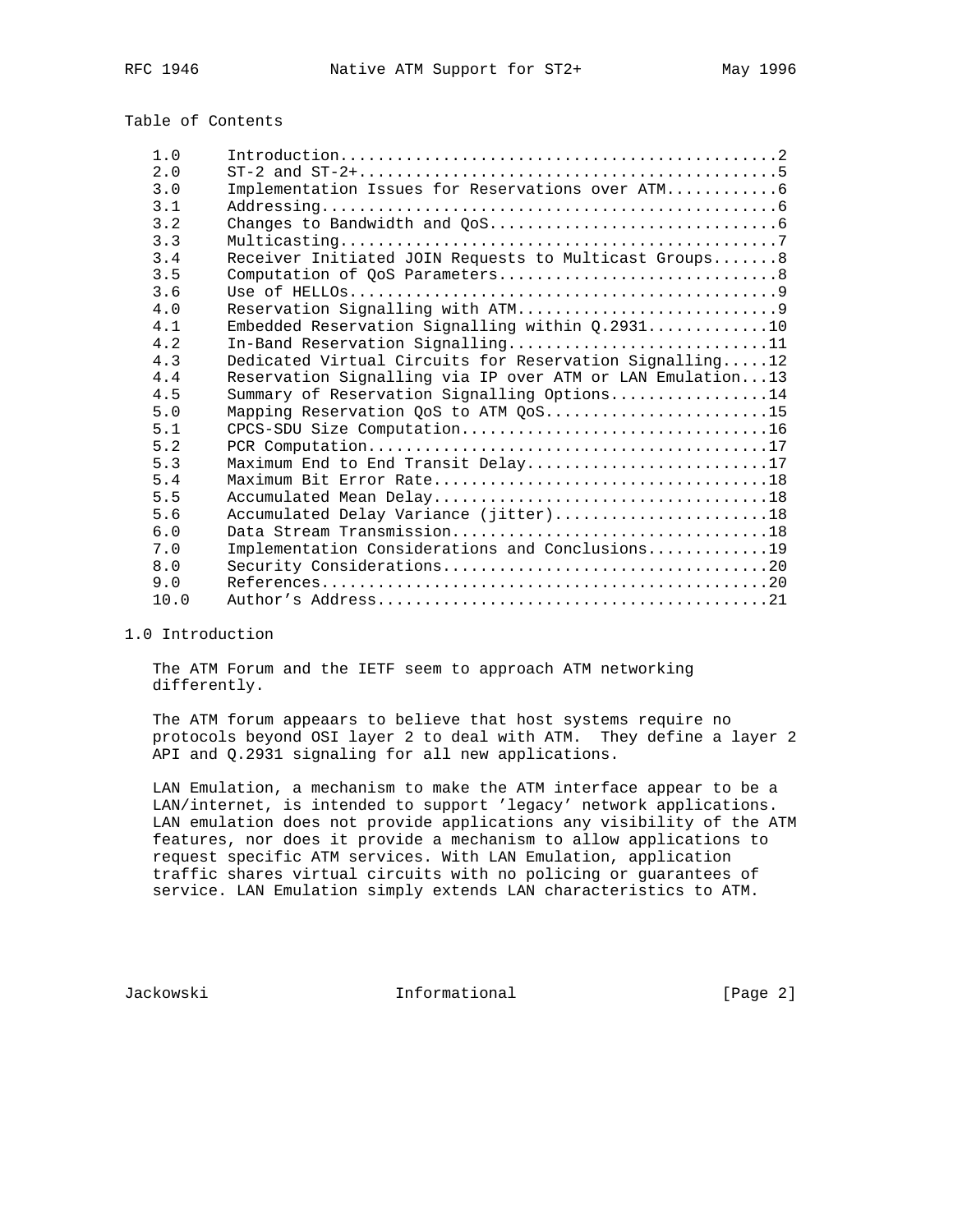Table of Contents

| | | |
|---|---|---|
| 1.0 | Introduction | 2 |
| 2.0 | ST-2 and ST-2+ | 5 |
| 3.0 | Implementation Issues for Reservations over ATM | 6 |
| 3.1 | Addressing | 6 |
| 3.2 | Changes to Bandwidth and QoS | 6 |
| 3.3 | Multicasting | 7 |
| 3.4 | Receiver Initiated JOIN Requests to Multicast Groups | 8 |
| 3.5 | Computation of QoS Parameters | 8 |
| 3.6 | Use of HELLOs | 9 |
| 4.0 | Reservation Signalling with ATM | 9 |
| 4.1 | Embedded Reservation Signalling within Q.2931 | 10 |
| 4.2 | In-Band Reservation Signalling | 11 |
| 4.3 | Dedicated Virtual Circuits for Reservation Signalling | 12 |
| 4.4 | Reservation Signalling via IP over ATM or LAN Emulation | 13 |
| 4.5 | Summary of Reservation Signalling Options | 14 |
| 5.0 | Mapping Reservation QoS to ATM QoS | 15 |
| 5.1 | CPCS-SDU Size Computation | 16 |
| 5.2 | PCR Computation | 17 |
| 5.3 | Maximum End to End Transit Delay | 17 |
| 5.4 | Maximum Bit Error Rate | 18 |
| 5.5 | Accumulated Mean Delay | 18 |
| 5.6 | Accumulated Delay Variance (jitter) | 18 |
| 6.0 | Data Stream Transmission | 18 |
| 7.0 | Implementation Considerations and Conclusions | 19 |
| 8.0 | Security Considerations | 20 |
| 9.0 | References | 20 |
| 10.0 | Author's Address | 21 |

## 1.0 Introduction

The ATM Forum and the IETF seem to approach ATM networking differently.

The ATM forum appeaars to believe that host systems require no protocols beyond OSI layer 2 to deal with ATM. They define a layer 2 API and Q.2931 signaling for all new applications.

LAN Emulation, a mechanism to make the ATM interface appear to be a LAN/internet, is intended to support 'legacy' network applications. LAN emulation does not provide applications any visibility of the ATM features, nor does it provide a mechanism to allow applications to request specific ATM services. With LAN Emulation, application traffic shares virtual circuits with no policing or guarantees of service. LAN Emulation simply extends LAN characteristics to ATM.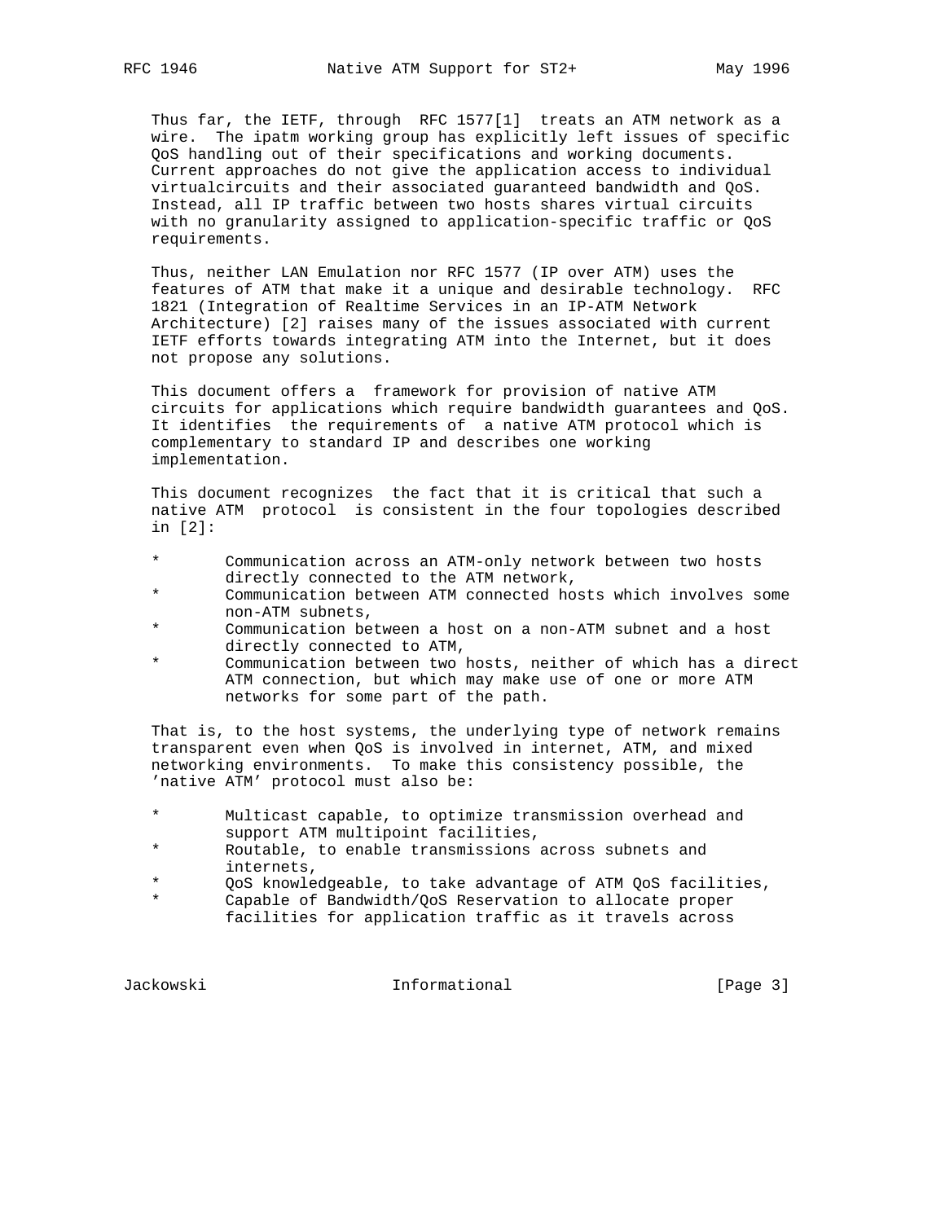Thus far, the IETF, through RFC 1577[1] treats an ATM network as a wire. The ipatm working group has explicitly left issues of specific QoS handling out of their specifications and working documents. Current approaches do not give the application access to individual virtualcircuits and their associated guaranteed bandwidth and QoS. Instead, all IP traffic between two hosts shares virtual circuits with no granularity assigned to application-specific traffic or QoS requirements.

Thus, neither LAN Emulation nor RFC 1577 (IP over ATM) uses the features of ATM that make it a unique and desirable technology. RFC 1821 (Integration of Realtime Services in an IP-ATM Network Architecture) [2] raises many of the issues associated with current IETF efforts towards integrating ATM into the Internet, but it does not propose any solutions.

This document offers a framework for provision of native ATM circuits for applications which require bandwidth guarantees and QoS. It identifies the requirements of a native ATM protocol which is complementary to standard IP and describes one working implementation.

This document recognizes the fact that it is critical that such a native ATM protocol is consistent in the four topologies described in [2]:

* Communication across an ATM-only network between two hosts directly connected to the ATM network,
* Communication between ATM connected hosts which involves some non-ATM subnets,
* Communication between a host on a non-ATM subnet and a host directly connected to ATM,
* Communication between two hosts, neither of which has a direct ATM connection, but which may make use of one or more ATM networks for some part of the path.

That is, to the host systems, the underlying type of network remains transparent even when QoS is involved in internet, ATM, and mixed networking environments. To make this consistency possible, the 'native ATM' protocol must also be:

* Multicast capable, to optimize transmission overhead and support ATM multipoint facilities,
* Routable, to enable transmissions across subnets and internets,
* QoS knowledgeable, to take advantage of ATM QoS facilities,
* Capable of Bandwidth/QoS Reservation to allocate proper facilities for application traffic as it travels across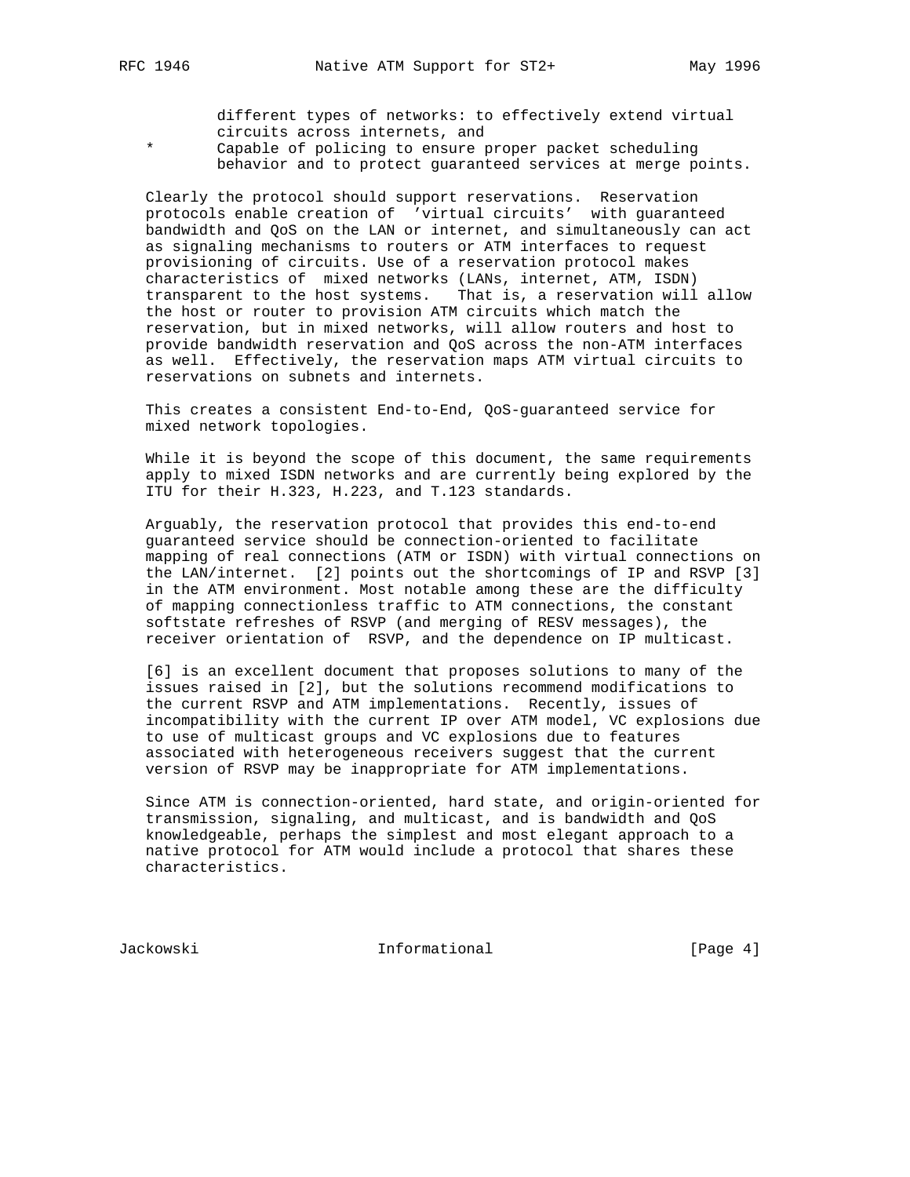different types of networks: to effectively extend virtual circuits across internets, and

* Capable of policing to ensure proper packet scheduling behavior and to protect guaranteed services at merge points.

Clearly the protocol should support reservations. Reservation protocols enable creation of 'virtual circuits' with guaranteed bandwidth and QoS on the LAN or internet, and simultaneously can act as signaling mechanisms to routers or ATM interfaces to request provisioning of circuits. Use of a reservation protocol makes characteristics of mixed networks (LANs, internet, ATM, ISDN) transparent to the host systems. That is, a reservation will allow the host or router to provision ATM circuits which match the reservation, but in mixed networks, will allow routers and host to provide bandwidth reservation and QoS across the non-ATM interfaces as well. Effectively, the reservation maps ATM virtual circuits to reservations on subnets and internets.

This creates a consistent End-to-End, QoS-guaranteed service for mixed network topologies.

While it is beyond the scope of this document, the same requirements apply to mixed ISDN networks and are currently being explored by the ITU for their H.323, H.223, and T.123 standards.

Arguably, the reservation protocol that provides this end-to-end guaranteed service should be connection-oriented to facilitate mapping of real connections (ATM or ISDN) with virtual connections on the LAN/internet. [2] points out the shortcomings of IP and RSVP [3] in the ATM environment. Most notable among these are the difficulty of mapping connectionless traffic to ATM connections, the constant softstate refreshes of RSVP (and merging of RESV messages), the receiver orientation of RSVP, and the dependence on IP multicast.

[6] is an excellent document that proposes solutions to many of the issues raised in [2], but the solutions recommend modifications to the current RSVP and ATM implementations. Recently, issues of incompatibility with the current IP over ATM model, VC explosions due to use of multicast groups and VC explosions due to features associated with heterogeneous receivers suggest that the current version of RSVP may be inappropriate for ATM implementations.

Since ATM is connection-oriented, hard state, and origin-oriented for transmission, signaling, and multicast, and is bandwidth and QoS knowledgeable, perhaps the simplest and most elegant approach to a native protocol for ATM would include a protocol that shares these characteristics.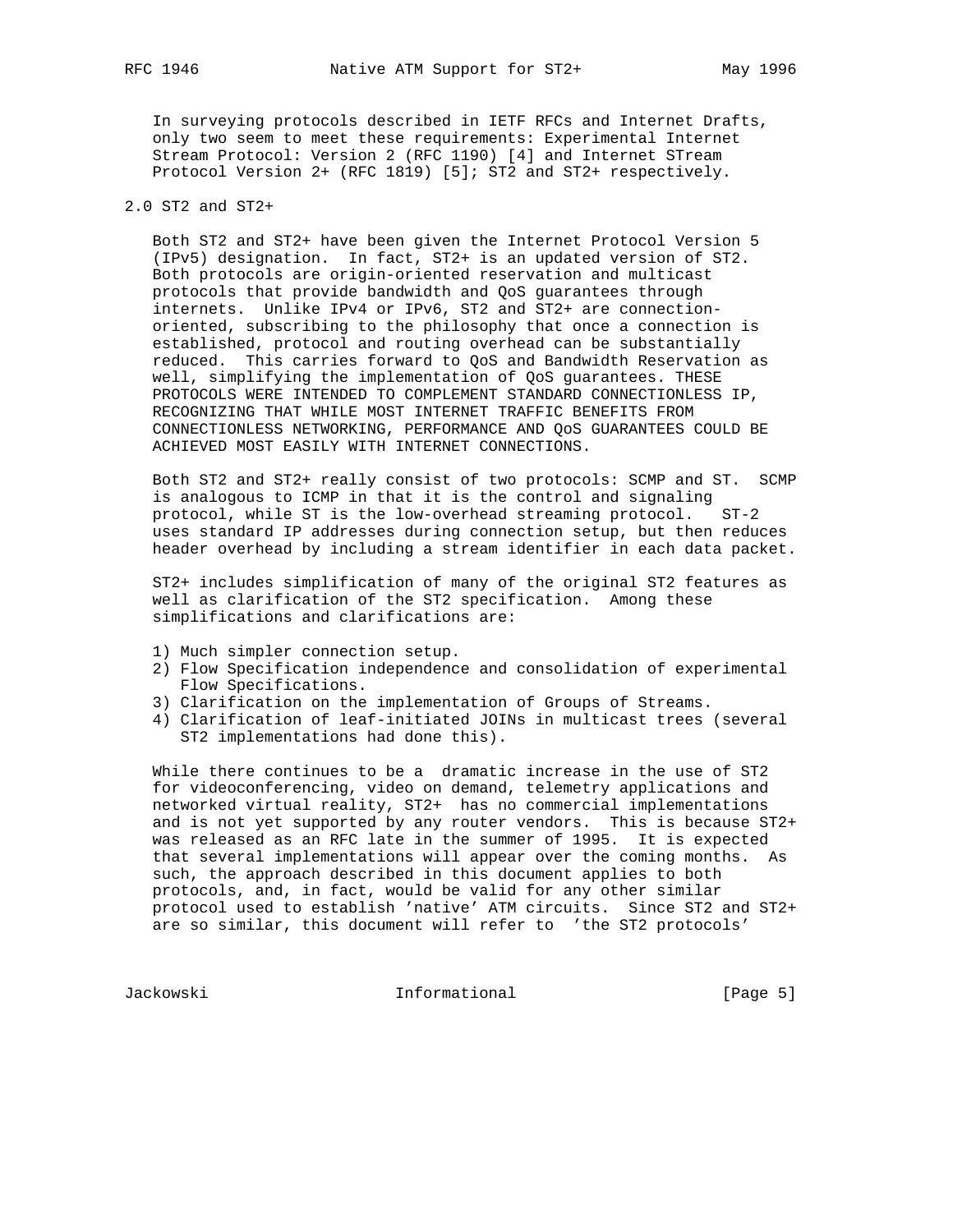In surveying protocols described in IETF RFCs and Internet Drafts, only two seem to meet these requirements: Experimental Internet Stream Protocol: Version 2 (RFC 1190) [4] and Internet STream Protocol Version 2+ (RFC 1819) [5]; ST2 and ST2+ respectively.

## 2.0 ST2 and ST2+

Both ST2 and ST2+ have been given the Internet Protocol Version 5 (IPv5) designation. In fact, ST2+ is an updated version of ST2. Both protocols are origin-oriented reservation and multicast protocols that provide bandwidth and QoS guarantees through internets. Unlike IPv4 or IPv6, ST2 and ST2+ are connection-oriented, subscribing to the philosophy that once a connection is established, protocol and routing overhead can be substantially reduced. This carries forward to QoS and Bandwidth Reservation as well, simplifying the implementation of QoS guarantees. THESE PROTOCOLS WERE INTENDED TO COMPLEMENT STANDARD CONNECTIONLESS IP, RECOGNIZING THAT WHILE MOST INTERNET TRAFFIC BENEFITS FROM CONNECTIONLESS NETWORKING, PERFORMANCE AND QoS GUARANTEES COULD BE ACHIEVED MOST EASILY WITH INTERNET CONNECTIONS.

Both ST2 and ST2+ really consist of two protocols: SCMP and ST. SCMP is analogous to ICMP in that it is the control and signaling protocol, while ST is the low-overhead streaming protocol. ST-2 uses standard IP addresses during connection setup, but then reduces header overhead by including a stream identifier in each data packet.

ST2+ includes simplification of many of the original ST2 features as well as clarification of the ST2 specification. Among these simplifications and clarifications are:

1) Much simpler connection setup.
2) Flow Specification independence and consolidation of experimental Flow Specifications.
3) Clarification on the implementation of Groups of Streams.
4) Clarification of leaf-initiated JOINs in multicast trees (several ST2 implementations had done this).

While there continues to be a dramatic increase in the use of ST2 for videoconferencing, video on demand, telemetry applications and networked virtual reality, ST2+ has no commercial implementations and is not yet supported by any router vendors. This is because ST2+ was released as an RFC late in the summer of 1995. It is expected that several implementations will appear over the coming months. As such, the approach described in this document applies to both protocols, and, in fact, would be valid for any other similar protocol used to establish 'native' ATM circuits. Since ST2 and ST2+ are so similar, this document will refer to 'the ST2 protocols'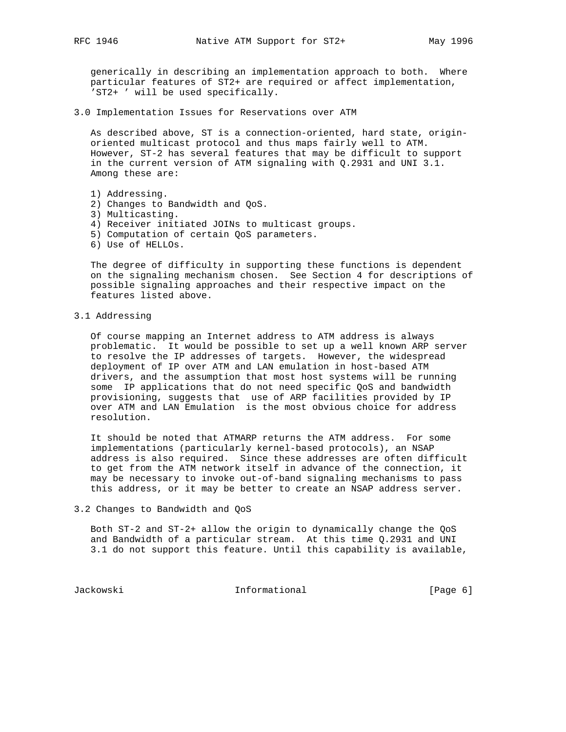generically in describing an implementation approach to both. Where particular features of ST2+ are required or affect implementation, 'ST2+ ' will be used specifically.

## 3.0 Implementation Issues for Reservations over ATM

As described above, ST is a connection-oriented, hard state, origin-oriented multicast protocol and thus maps fairly well to ATM. However, ST-2 has several features that may be difficult to support in the current version of ATM signaling with Q.2931 and UNI 3.1. Among these are:

1) Addressing.
2) Changes to Bandwidth and QoS.
3) Multicasting.
4) Receiver initiated JOINs to multicast groups.
5) Computation of certain QoS parameters.
6) Use of HELLOs.

The degree of difficulty in supporting these functions is dependent on the signaling mechanism chosen. See Section 4 for descriptions of possible signaling approaches and their respective impact on the features listed above.

### 3.1 Addressing

Of course mapping an Internet address to ATM address is always problematic. It would be possible to set up a well known ARP server to resolve the IP addresses of targets. However, the widespread deployment of IP over ATM and LAN emulation in host-based ATM drivers, and the assumption that most host systems will be running some IP applications that do not need specific QoS and bandwidth provisioning, suggests that use of ARP facilities provided by IP over ATM and LAN Emulation is the most obvious choice for address resolution.

It should be noted that ATMARP returns the ATM address. For some implementations (particularly kernel-based protocols), an NSAP address is also required. Since these addresses are often difficult to get from the ATM network itself in advance of the connection, it may be necessary to invoke out-of-band signaling mechanisms to pass this address, or it may be better to create an NSAP address server.

### 3.2 Changes to Bandwidth and QoS

Both ST-2 and ST-2+ allow the origin to dynamically change the QoS and Bandwidth of a particular stream. At this time Q.2931 and UNI 3.1 do not support this feature. Until this capability is available,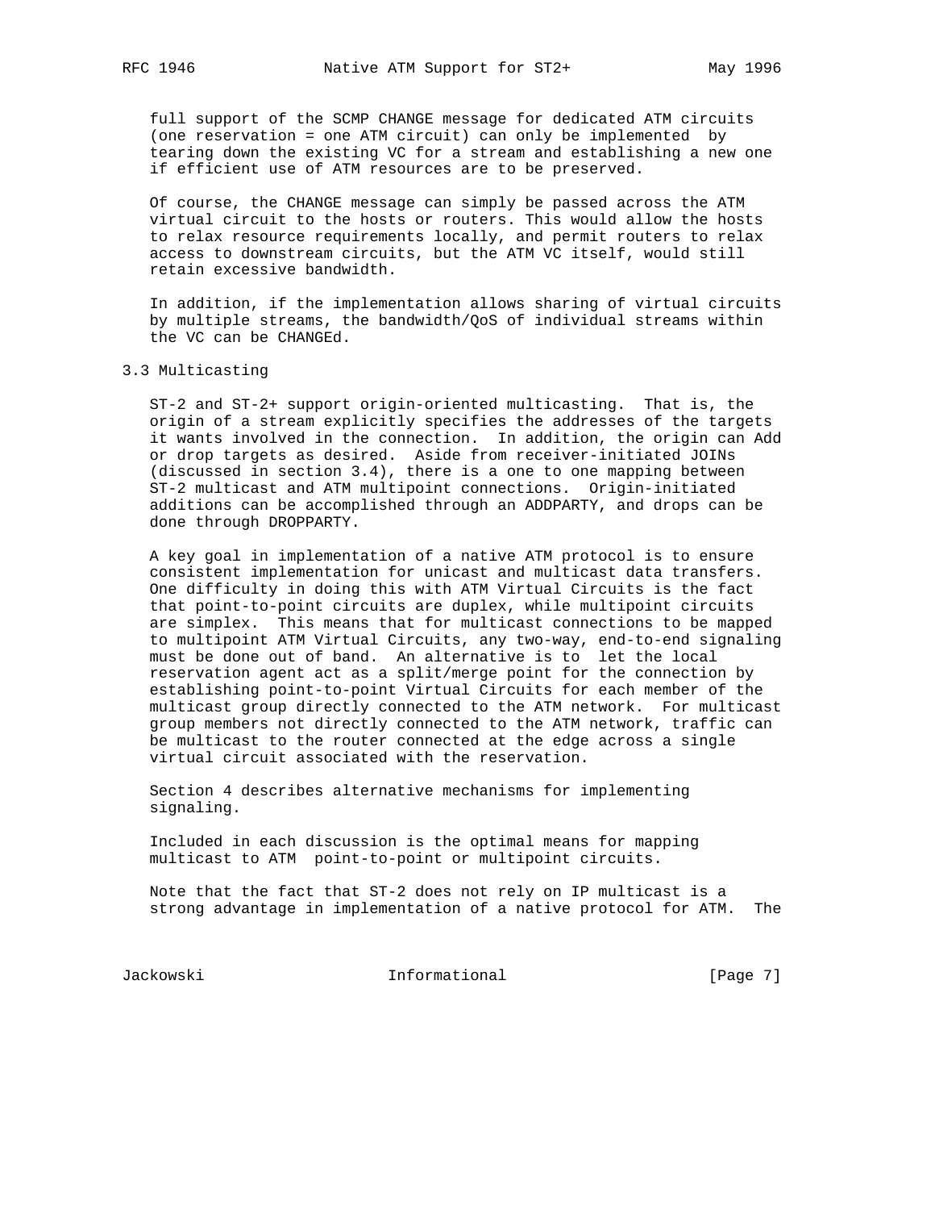full support of the SCMP CHANGE message for dedicated ATM circuits (one reservation = one ATM circuit) can only be implemented by tearing down the existing VC for a stream and establishing a new one if efficient use of ATM resources are to be preserved.

Of course, the CHANGE message can simply be passed across the ATM virtual circuit to the hosts or routers. This would allow the hosts to relax resource requirements locally, and permit routers to relax access to downstream circuits, but the ATM VC itself, would still retain excessive bandwidth.

In addition, if the implementation allows sharing of virtual circuits by multiple streams, the bandwidth/QoS of individual streams within the VC can be CHANGEd.

### 3.3 Multicasting

ST-2 and ST-2+ support origin-oriented multicasting. That is, the origin of a stream explicitly specifies the addresses of the targets it wants involved in the connection. In addition, the origin can Add or drop targets as desired. Aside from receiver-initiated JOINs (discussed in section 3.4), there is a one to one mapping between ST-2 multicast and ATM multipoint connections. Origin-initiated additions can be accomplished through an ADDPARTY, and drops can be done through DROPPARTY.

A key goal in implementation of a native ATM protocol is to ensure consistent implementation for unicast and multicast data transfers. One difficulty in doing this with ATM Virtual Circuits is the fact that point-to-point circuits are duplex, while multipoint circuits are simplex. This means that for multicast connections to be mapped to multipoint ATM Virtual Circuits, any two-way, end-to-end signaling must be done out of band. An alternative is to let the local reservation agent act as a split/merge point for the connection by establishing point-to-point Virtual Circuits for each member of the multicast group directly connected to the ATM network. For multicast group members not directly connected to the ATM network, traffic can be multicast to the router connected at the edge across a single virtual circuit associated with the reservation.

Section 4 describes alternative mechanisms for implementing signaling.

Included in each discussion is the optimal means for mapping multicast to ATM point-to-point or multipoint circuits.

Note that the fact that ST-2 does not rely on IP multicast is a strong advantage in implementation of a native protocol for ATM. The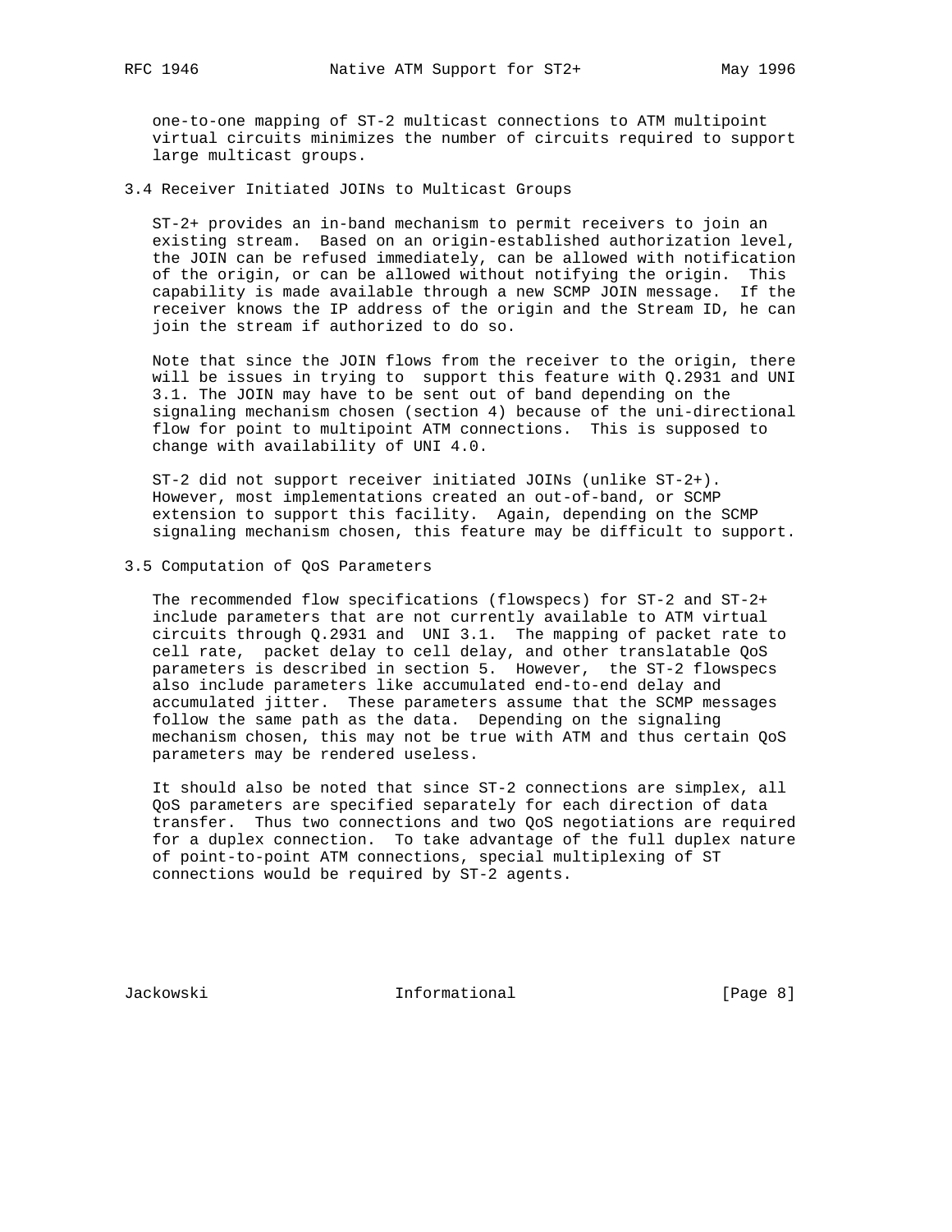one-to-one mapping of ST-2 multicast connections to ATM multipoint virtual circuits minimizes the number of circuits required to support large multicast groups.

### 3.4 Receiver Initiated JOINs to Multicast Groups

ST-2+ provides an in-band mechanism to permit receivers to join an existing stream. Based on an origin-established authorization level, the JOIN can be refused immediately, can be allowed with notification of the origin, or can be allowed without notifying the origin. This capability is made available through a new SCMP JOIN message. If the receiver knows the IP address of the origin and the Stream ID, he can join the stream if authorized to do so.

Note that since the JOIN flows from the receiver to the origin, there will be issues in trying to support this feature with Q.2931 and UNI 3.1. The JOIN may have to be sent out of band depending on the signaling mechanism chosen (section 4) because of the uni-directional flow for point to multipoint ATM connections. This is supposed to change with availability of UNI 4.0.

ST-2 did not support receiver initiated JOINs (unlike ST-2+). However, most implementations created an out-of-band, or SCMP extension to support this facility. Again, depending on the SCMP signaling mechanism chosen, this feature may be difficult to support.

### 3.5 Computation of QoS Parameters

The recommended flow specifications (flowspecs) for ST-2 and ST-2+ include parameters that are not currently available to ATM virtual circuits through Q.2931 and UNI 3.1. The mapping of packet rate to cell rate, packet delay to cell delay, and other translatable QoS parameters is described in section 5. However, the ST-2 flowspecs also include parameters like accumulated end-to-end delay and accumulated jitter. These parameters assume that the SCMP messages follow the same path as the data. Depending on the signaling mechanism chosen, this may not be true with ATM and thus certain QoS parameters may be rendered useless.

It should also be noted that since ST-2 connections are simplex, all QoS parameters are specified separately for each direction of data transfer. Thus two connections and two QoS negotiations are required for a duplex connection. To take advantage of the full duplex nature of point-to-point ATM connections, special multiplexing of ST connections would be required by ST-2 agents.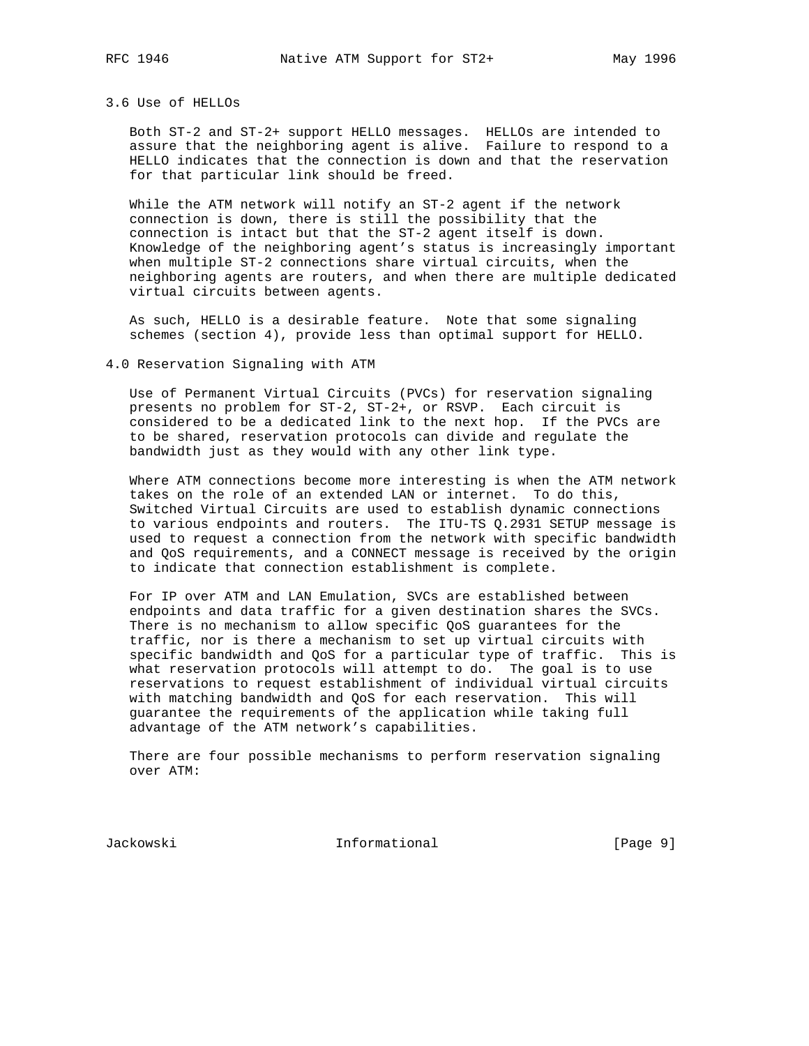## 3.6 Use of HELLOs

Both ST-2 and ST-2+ support HELLO messages. HELLOs are intended to assure that the neighboring agent is alive. Failure to respond to a HELLO indicates that the connection is down and that the reservation for that particular link should be freed.

While the ATM network will notify an ST-2 agent if the network connection is down, there is still the possibility that the connection is intact but that the ST-2 agent itself is down. Knowledge of the neighboring agent's status is increasingly important when multiple ST-2 connections share virtual circuits, when the neighboring agents are routers, and when there are multiple dedicated virtual circuits between agents.

As such, HELLO is a desirable feature. Note that some signaling schemes (section 4), provide less than optimal support for HELLO.

# 4.0 Reservation Signaling with ATM

Use of Permanent Virtual Circuits (PVCs) for reservation signaling presents no problem for ST-2, ST-2+, or RSVP. Each circuit is considered to be a dedicated link to the next hop. If the PVCs are to be shared, reservation protocols can divide and regulate the bandwidth just as they would with any other link type.

Where ATM connections become more interesting is when the ATM network takes on the role of an extended LAN or internet. To do this, Switched Virtual Circuits are used to establish dynamic connections to various endpoints and routers. The ITU-TS Q.2931 SETUP message is used to request a connection from the network with specific bandwidth and QoS requirements, and a CONNECT message is received by the origin to indicate that connection establishment is complete.

For IP over ATM and LAN Emulation, SVCs are established between endpoints and data traffic for a given destination shares the SVCs. There is no mechanism to allow specific QoS guarantees for the traffic, nor is there a mechanism to set up virtual circuits with specific bandwidth and QoS for a particular type of traffic. This is what reservation protocols will attempt to do. The goal is to use reservations to request establishment of individual virtual circuits with matching bandwidth and QoS for each reservation. This will guarantee the requirements of the application while taking full advantage of the ATM network's capabilities.

There are four possible mechanisms to perform reservation signaling over ATM: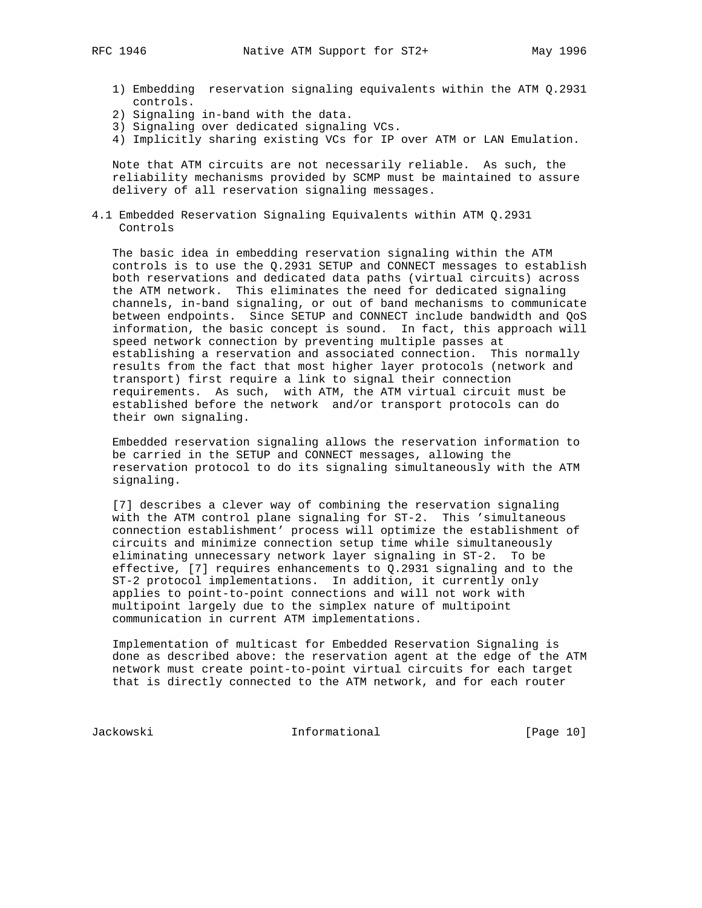1) Embedding reservation signaling equivalents within the ATM Q.2931 controls.
2) Signaling in-band with the data.
3) Signaling over dedicated signaling VCs.
4) Implicitly sharing existing VCs for IP over ATM or LAN Emulation.

Note that ATM circuits are not necessarily reliable. As such, the reliability mechanisms provided by SCMP must be maintained to assure delivery of all reservation signaling messages.

## 4.1 Embedded Reservation Signaling Equivalents within ATM Q.2931 Controls

The basic idea in embedding reservation signaling within the ATM controls is to use the Q.2931 SETUP and CONNECT messages to establish both reservations and dedicated data paths (virtual circuits) across the ATM network. This eliminates the need for dedicated signaling channels, in-band signaling, or out of band mechanisms to communicate between endpoints. Since SETUP and CONNECT include bandwidth and QoS information, the basic concept is sound. In fact, this approach will speed network connection by preventing multiple passes at establishing a reservation and associated connection. This normally results from the fact that most higher layer protocols (network and transport) first require a link to signal their connection requirements. As such, with ATM, the ATM virtual circuit must be established before the network and/or transport protocols can do their own signaling.

Embedded reservation signaling allows the reservation information to be carried in the SETUP and CONNECT messages, allowing the reservation protocol to do its signaling simultaneously with the ATM signaling.

[7] describes a clever way of combining the reservation signaling with the ATM control plane signaling for ST-2. This 'simultaneous connection establishment' process will optimize the establishment of circuits and minimize connection setup time while simultaneously eliminating unnecessary network layer signaling in ST-2. To be effective, [7] requires enhancements to Q.2931 signaling and to the ST-2 protocol implementations. In addition, it currently only applies to point-to-point connections and will not work with multipoint largely due to the simplex nature of multipoint communication in current ATM implementations.

Implementation of multicast for Embedded Reservation Signaling is done as described above: the reservation agent at the edge of the ATM network must create point-to-point virtual circuits for each target that is directly connected to the ATM network, and for each router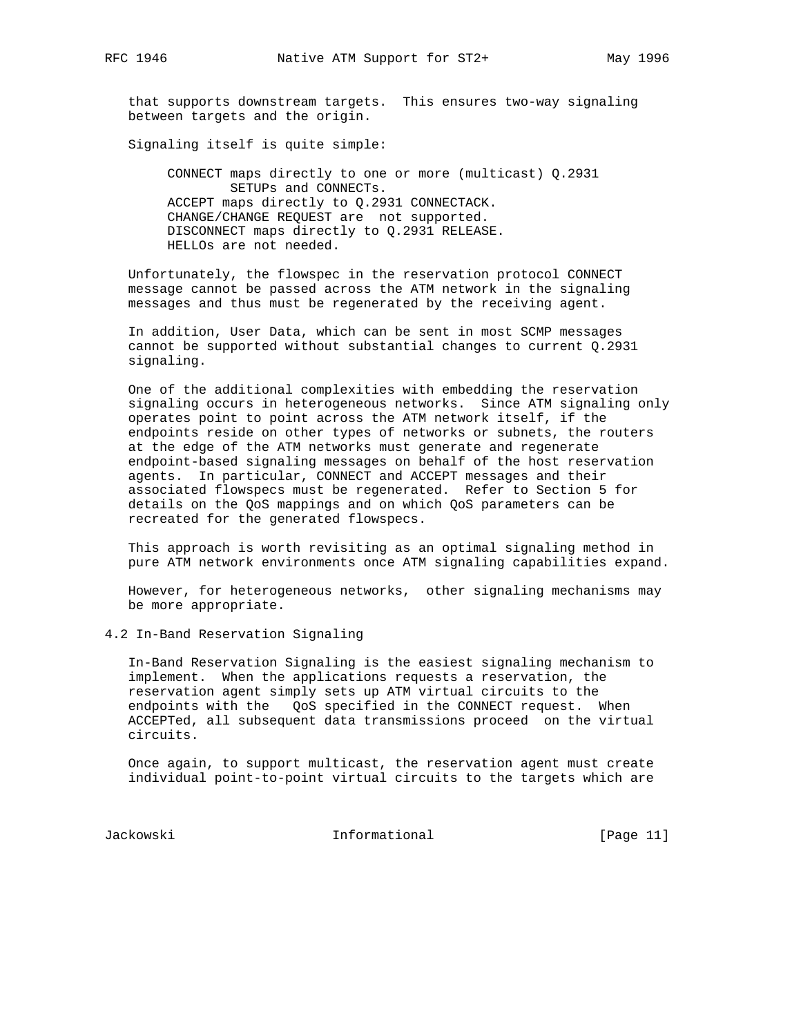that supports downstream targets. This ensures two-way signaling between targets and the origin.

Signaling itself is quite simple:

```
CONNECT maps directly to one or more (multicast) Q.2931
        SETUPs and CONNECTs.
ACCEPT maps directly to Q.2931 CONNECTACK.
CHANGE/CHANGE REQUEST are  not supported.
DISCONNECT maps directly to Q.2931 RELEASE.
HELLOs are not needed.
```

Unfortunately, the flowspec in the reservation protocol CONNECT message cannot be passed across the ATM network in the signaling messages and thus must be regenerated by the receiving agent.

In addition, User Data, which can be sent in most SCMP messages cannot be supported without substantial changes to current Q.2931 signaling.

One of the additional complexities with embedding the reservation signaling occurs in heterogeneous networks. Since ATM signaling only operates point to point across the ATM network itself, if the endpoints reside on other types of networks or subnets, the routers at the edge of the ATM networks must generate and regenerate endpoint-based signaling messages on behalf of the host reservation agents. In particular, CONNECT and ACCEPT messages and their associated flowspecs must be regenerated. Refer to Section 5 for details on the QoS mappings and on which QoS parameters can be recreated for the generated flowspecs.

This approach is worth revisiting as an optimal signaling method in pure ATM network environments once ATM signaling capabilities expand.

However, for heterogeneous networks, other signaling mechanisms may be more appropriate.

## 4.2 In-Band Reservation Signaling

In-Band Reservation Signaling is the easiest signaling mechanism to implement. When the applications requests a reservation, the reservation agent simply sets up ATM virtual circuits to the endpoints with the QoS specified in the CONNECT request. When ACCEPTed, all subsequent data transmissions proceed on the virtual circuits.

Once again, to support multicast, the reservation agent must create individual point-to-point virtual circuits to the targets which are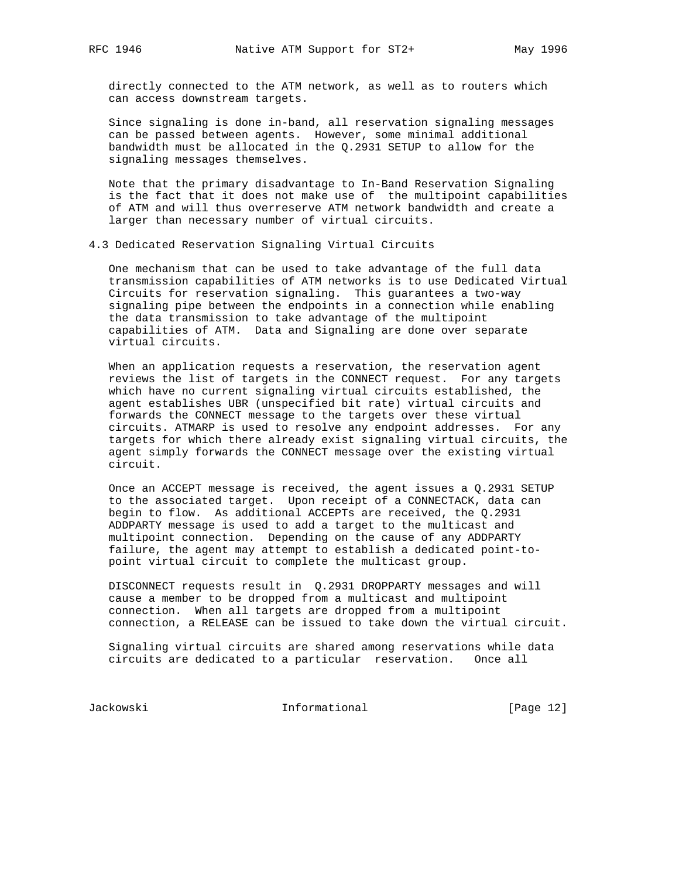directly connected to the ATM network, as well as to routers which can access downstream targets.

Since signaling is done in-band, all reservation signaling messages can be passed between agents. However, some minimal additional bandwidth must be allocated in the Q.2931 SETUP to allow for the signaling messages themselves.

Note that the primary disadvantage to In-Band Reservation Signaling is the fact that it does not make use of the multipoint capabilities of ATM and will thus overreserve ATM network bandwidth and create a larger than necessary number of virtual circuits.

## 4.3 Dedicated Reservation Signaling Virtual Circuits

One mechanism that can be used to take advantage of the full data transmission capabilities of ATM networks is to use Dedicated Virtual Circuits for reservation signaling. This guarantees a two-way signaling pipe between the endpoints in a connection while enabling the data transmission to take advantage of the multipoint capabilities of ATM. Data and Signaling are done over separate virtual circuits.

When an application requests a reservation, the reservation agent reviews the list of targets in the CONNECT request. For any targets which have no current signaling virtual circuits established, the agent establishes UBR (unspecified bit rate) virtual circuits and forwards the CONNECT message to the targets over these virtual circuits. ATMARP is used to resolve any endpoint addresses. For any targets for which there already exist signaling virtual circuits, the agent simply forwards the CONNECT message over the existing virtual circuit.

Once an ACCEPT message is received, the agent issues a Q.2931 SETUP to the associated target. Upon receipt of a CONNECTACK, data can begin to flow. As additional ACCEPTs are received, the Q.2931 ADDPARTY message is used to add a target to the multicast and multipoint connection. Depending on the cause of any ADDPARTY failure, the agent may attempt to establish a dedicated point-to-point virtual circuit to complete the multicast group.

DISCONNECT requests result in Q.2931 DROPPARTY messages and will cause a member to be dropped from a multicast and multipoint connection. When all targets are dropped from a multipoint connection, a RELEASE can be issued to take down the virtual circuit.

Signaling virtual circuits are shared among reservations while data circuits are dedicated to a particular reservation. Once all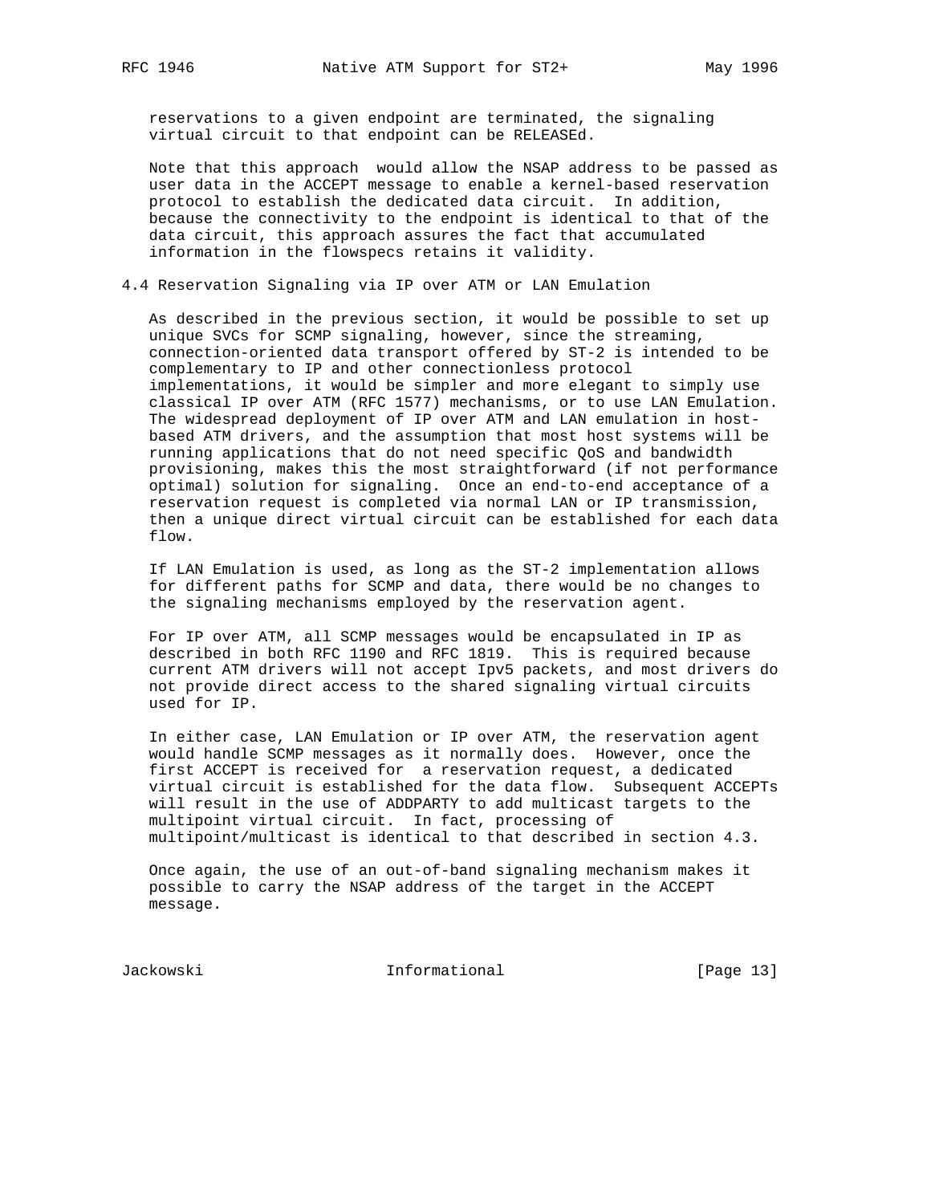reservations to a given endpoint are terminated, the signaling virtual circuit to that endpoint can be RELEASEd.

Note that this approach  would allow the NSAP address to be passed as user data in the ACCEPT message to enable a kernel-based reservation protocol to establish the dedicated data circuit.  In addition, because the connectivity to the endpoint is identical to that of the data circuit, this approach assures the fact that accumulated information in the flowspecs retains it validity.

### 4.4 Reservation Signaling via IP over ATM or LAN Emulation

As described in the previous section, it would be possible to set up unique SVCs for SCMP signaling, however, since the streaming, connection-oriented data transport offered by ST-2 is intended to be complementary to IP and other connectionless protocol implementations, it would be simpler and more elegant to simply use classical IP over ATM (RFC 1577) mechanisms, or to use LAN Emulation. The widespread deployment of IP over ATM and LAN emulation in host-based ATM drivers, and the assumption that most host systems will be running applications that do not need specific QoS and bandwidth provisioning, makes this the most straightforward (if not performance optimal) solution for signaling.  Once an end-to-end acceptance of a reservation request is completed via normal LAN or IP transmission, then a unique direct virtual circuit can be established for each data flow.

If LAN Emulation is used, as long as the ST-2 implementation allows for different paths for SCMP and data, there would be no changes to the signaling mechanisms employed by the reservation agent.

For IP over ATM, all SCMP messages would be encapsulated in IP as described in both RFC 1190 and RFC 1819.  This is required because current ATM drivers will not accept Ipv5 packets, and most drivers do not provide direct access to the shared signaling virtual circuits used for IP.

In either case, LAN Emulation or IP over ATM, the reservation agent would handle SCMP messages as it normally does.  However, once the first ACCEPT is received for  a reservation request, a dedicated virtual circuit is established for the data flow.  Subsequent ACCEPTs will result in the use of ADDPARTY to add multicast targets to the multipoint virtual circuit.  In fact, processing of multipoint/multicast is identical to that described in section 4.3.

Once again, the use of an out-of-band signaling mechanism makes it possible to carry the NSAP address of the target in the ACCEPT message.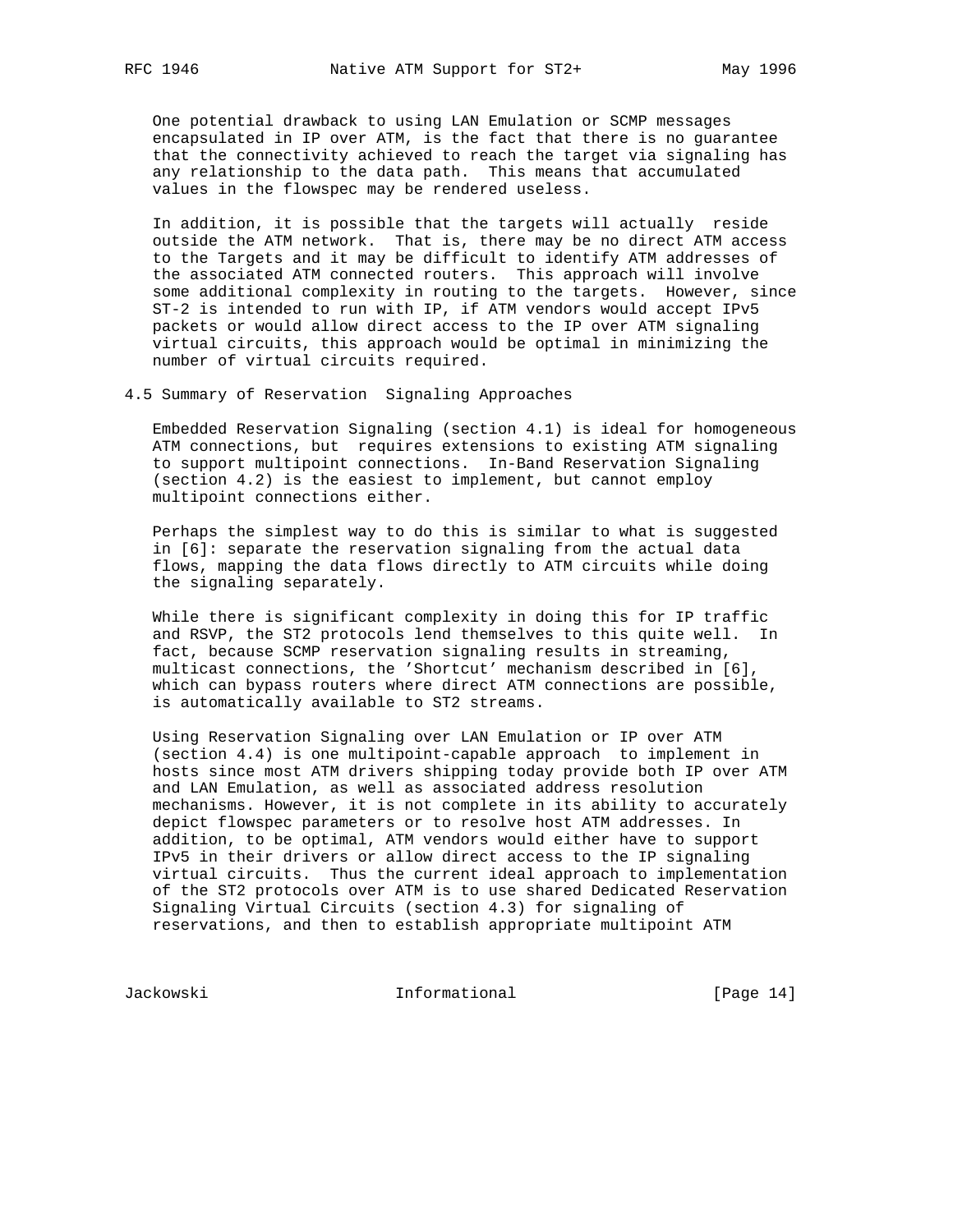One potential drawback to using LAN Emulation or SCMP messages encapsulated in IP over ATM, is the fact that there is no guarantee that the connectivity achieved to reach the target via signaling has any relationship to the data path. This means that accumulated values in the flowspec may be rendered useless.

In addition, it is possible that the targets will actually reside outside the ATM network. That is, there may be no direct ATM access to the Targets and it may be difficult to identify ATM addresses of the associated ATM connected routers. This approach will involve some additional complexity in routing to the targets. However, since ST-2 is intended to run with IP, if ATM vendors would accept IPv5 packets or would allow direct access to the IP over ATM signaling virtual circuits, this approach would be optimal in minimizing the number of virtual circuits required.

### 4.5 Summary of Reservation Signaling Approaches

Embedded Reservation Signaling (section 4.1) is ideal for homogeneous ATM connections, but requires extensions to existing ATM signaling to support multipoint connections. In-Band Reservation Signaling (section 4.2) is the easiest to implement, but cannot employ multipoint connections either.

Perhaps the simplest way to do this is similar to what is suggested in [6]: separate the reservation signaling from the actual data flows, mapping the data flows directly to ATM circuits while doing the signaling separately.

While there is significant complexity in doing this for IP traffic and RSVP, the ST2 protocols lend themselves to this quite well. In fact, because SCMP reservation signaling results in streaming, multicast connections, the 'Shortcut' mechanism described in [6], which can bypass routers where direct ATM connections are possible, is automatically available to ST2 streams.

Using Reservation Signaling over LAN Emulation or IP over ATM (section 4.4) is one multipoint-capable approach to implement in hosts since most ATM drivers shipping today provide both IP over ATM and LAN Emulation, as well as associated address resolution mechanisms. However, it is not complete in its ability to accurately depict flowspec parameters or to resolve host ATM addresses. In addition, to be optimal, ATM vendors would either have to support IPv5 in their drivers or allow direct access to the IP signaling virtual circuits. Thus the current ideal approach to implementation of the ST2 protocols over ATM is to use shared Dedicated Reservation Signaling Virtual Circuits (section 4.3) for signaling of reservations, and then to establish appropriate multipoint ATM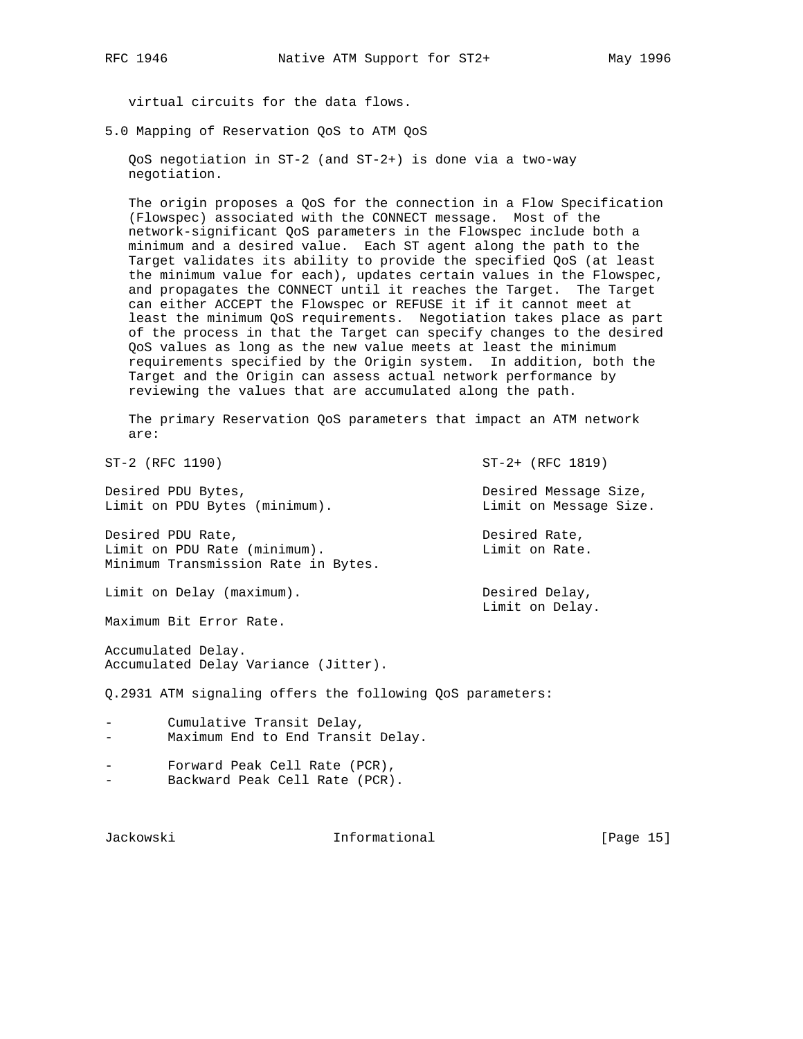virtual circuits for the data flows.

## 5.0 Mapping of Reservation QoS to ATM QoS

QoS negotiation in ST-2 (and ST-2+) is done via a two-way negotiation.

The origin proposes a QoS for the connection in a Flow Specification (Flowspec) associated with the CONNECT message. Most of the network-significant QoS parameters in the Flowspec include both a minimum and a desired value. Each ST agent along the path to the Target validates its ability to provide the specified QoS (at least the minimum value for each), updates certain values in the Flowspec, and propagates the CONNECT until it reaches the Target. The Target can either ACCEPT the Flowspec or REFUSE it if it cannot meet at least the minimum QoS requirements. Negotiation takes place as part of the process in that the Target can specify changes to the desired QoS values as long as the new value meets at least the minimum requirements specified by the Origin system. In addition, both the Target and the Origin can assess actual network performance by reviewing the values that are accumulated along the path.

The primary Reservation QoS parameters that impact an ATM network are:

| ST-2 (RFC 1190) | ST-2+ (RFC 1819) |
|---|---|
| Desired PDU Bytes,<br>Limit on PDU Bytes (minimum). | Desired Message Size,<br>Limit on Message Size. |
| Desired PDU Rate,<br>Limit on PDU Rate (minimum).<br>Minimum Transmission Rate in Bytes. | Desired Rate,<br>Limit on Rate. |
| Limit on Delay (maximum). | Desired Delay,<br>Limit on Delay. |
| Maximum Bit Error Rate. | |
| Accumulated Delay.<br>Accumulated Delay Variance (Jitter). | |

Q.2931 ATM signaling offers the following QoS parameters:

- Cumulative Transit Delay,
- Maximum End to End Transit Delay.

- Forward Peak Cell Rate (PCR),
- Backward Peak Cell Rate (PCR).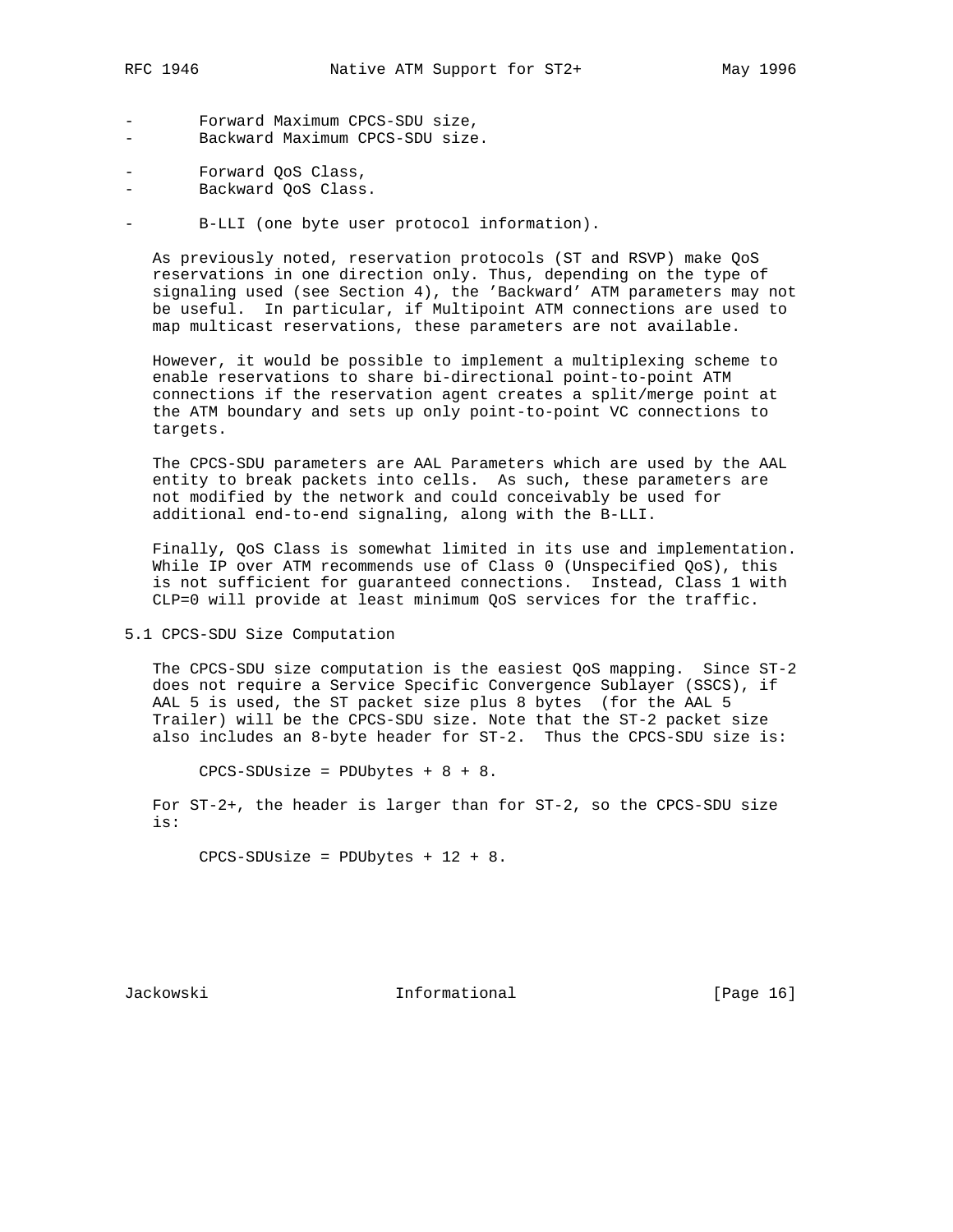- Forward Maximum CPCS-SDU size,
- Backward Maximum CPCS-SDU size.

- Forward QoS Class,
- Backward QoS Class.

- B-LLI (one byte user protocol information).

As previously noted, reservation protocols (ST and RSVP) make QoS reservations in one direction only. Thus, depending on the type of signaling used (see Section 4), the 'Backward' ATM parameters may not be useful. In particular, if Multipoint ATM connections are used to map multicast reservations, these parameters are not available.

However, it would be possible to implement a multiplexing scheme to enable reservations to share bi-directional point-to-point ATM connections if the reservation agent creates a split/merge point at the ATM boundary and sets up only point-to-point VC connections to targets.

The CPCS-SDU parameters are AAL Parameters which are used by the AAL entity to break packets into cells. As such, these parameters are not modified by the network and could conceivably be used for additional end-to-end signaling, along with the B-LLI.

Finally, QoS Class is somewhat limited in its use and implementation. While IP over ATM recommends use of Class 0 (Unspecified QoS), this is not sufficient for guaranteed connections. Instead, Class 1 with CLP=0 will provide at least minimum QoS services for the traffic.

## 5.1 CPCS-SDU Size Computation

The CPCS-SDU size computation is the easiest QoS mapping. Since ST-2 does not require a Service Specific Convergence Sublayer (SSCS), if AAL 5 is used, the ST packet size plus 8 bytes (for the AAL 5 Trailer) will be the CPCS-SDU size. Note that the ST-2 packet size also includes an 8-byte header for ST-2. Thus the CPCS-SDU size is:

```
CPCS-SDUsize = PDUbytes + 8 + 8.
```

For ST-2+, the header is larger than for ST-2, so the CPCS-SDU size is:

```
CPCS-SDUsize = PDUbytes + 12 + 8.
```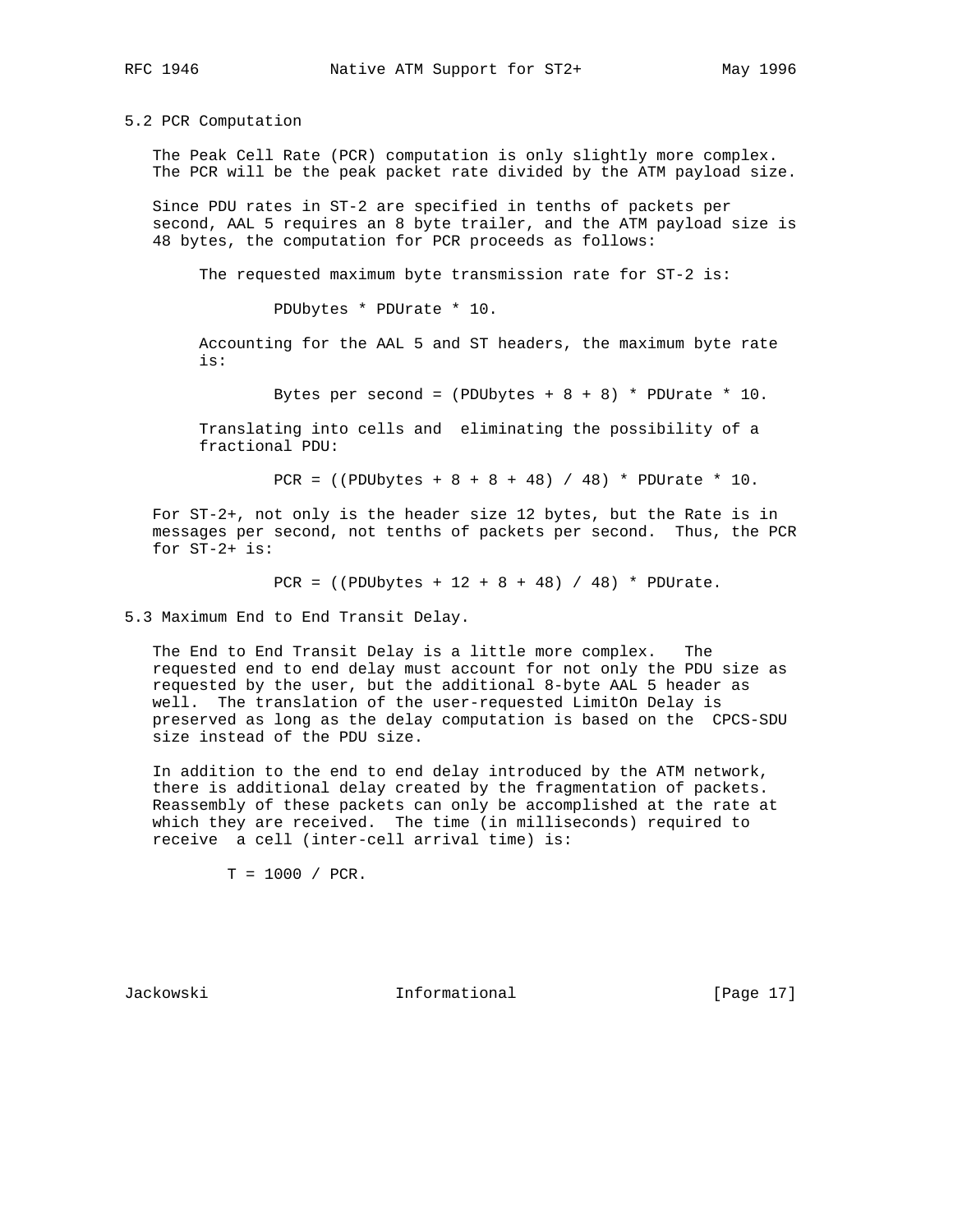## 5.2 PCR Computation

The Peak Cell Rate (PCR) computation is only slightly more complex. The PCR will be the peak packet rate divided by the ATM payload size.

Since PDU rates in ST-2 are specified in tenths of packets per second, AAL 5 requires an 8 byte trailer, and the ATM payload size is 48 bytes, the computation for PCR proceeds as follows:

The requested maximum byte transmission rate for ST-2 is:

$$PDUbytes * PDUrate * 10.$$

Accounting for the AAL 5 and ST headers, the maximum byte rate is:

$$\text{Bytes per second} = (PDUbytes + 8 + 8) * PDUrate * 10.$$

Translating into cells and eliminating the possibility of a fractional PDU:

$$PCR = ((PDUbytes + 8 + 8 + 48) / 48) * PDUrate * 10.$$

For ST-2+, not only is the header size 12 bytes, but the Rate is in messages per second, not tenths of packets per second. Thus, the PCR for ST-2+ is:

$$PCR = ((PDUbytes + 12 + 8 + 48) / 48) * PDUrate.$$

## 5.3 Maximum End to End Transit Delay.

The End to End Transit Delay is a little more complex. The requested end to end delay must account for not only the PDU size as requested by the user, but the additional 8-byte AAL 5 header as well. The translation of the user-requested LimitOn Delay is preserved as long as the delay computation is based on the CPCS-SDU size instead of the PDU size.

In addition to the end to end delay introduced by the ATM network, there is additional delay created by the fragmentation of packets. Reassembly of these packets can only be accomplished at the rate at which they are received. The time (in milliseconds) required to receive a cell (inter-cell arrival time) is:

$$T = 1000 / PCR.$$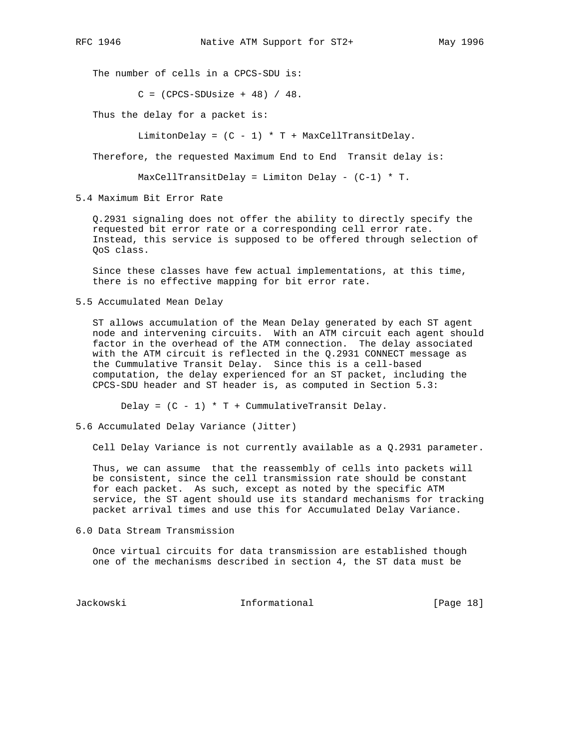The number of cells in a CPCS-SDU is:

$$C = (\text{CPCS-SDUsize} + 48) / 48.$$

Thus the delay for a packet is:

$$\text{LimitonDelay} = (C - 1) * T + \text{MaxCellTransitDelay}.$$

Therefore, the requested Maximum End to End Transit delay is:

$$\text{MaxCellTransitDelay} = \text{Limiton Delay} - (C-1) * T.$$

## 5.4 Maximum Bit Error Rate

Q.2931 signaling does not offer the ability to directly specify the requested bit error rate or a corresponding cell error rate. Instead, this service is supposed to be offered through selection of QoS class.

Since these classes have few actual implementations, at this time, there is no effective mapping for bit error rate.

## 5.5 Accumulated Mean Delay

ST allows accumulation of the Mean Delay generated by each ST agent node and intervening circuits. With an ATM circuit each agent should factor in the overhead of the ATM connection. The delay associated with the ATM circuit is reflected in the Q.2931 CONNECT message as the Cummulative Transit Delay. Since this is a cell-based computation, the delay experienced for an ST packet, including the CPCS-SDU header and ST header is, as computed in Section 5.3:

$$\text{Delay} = (C - 1) * T + \text{CummulativeTransit Delay}.$$

## 5.6 Accumulated Delay Variance (Jitter)

Cell Delay Variance is not currently available as a Q.2931 parameter.

Thus, we can assume that the reassembly of cells into packets will be consistent, since the cell transmission rate should be constant for each packet. As such, except as noted by the specific ATM service, the ST agent should use its standard mechanisms for tracking packet arrival times and use this for Accumulated Delay Variance.

## 6.0 Data Stream Transmission

Once virtual circuits for data transmission are established though one of the mechanisms described in section 4, the ST data must be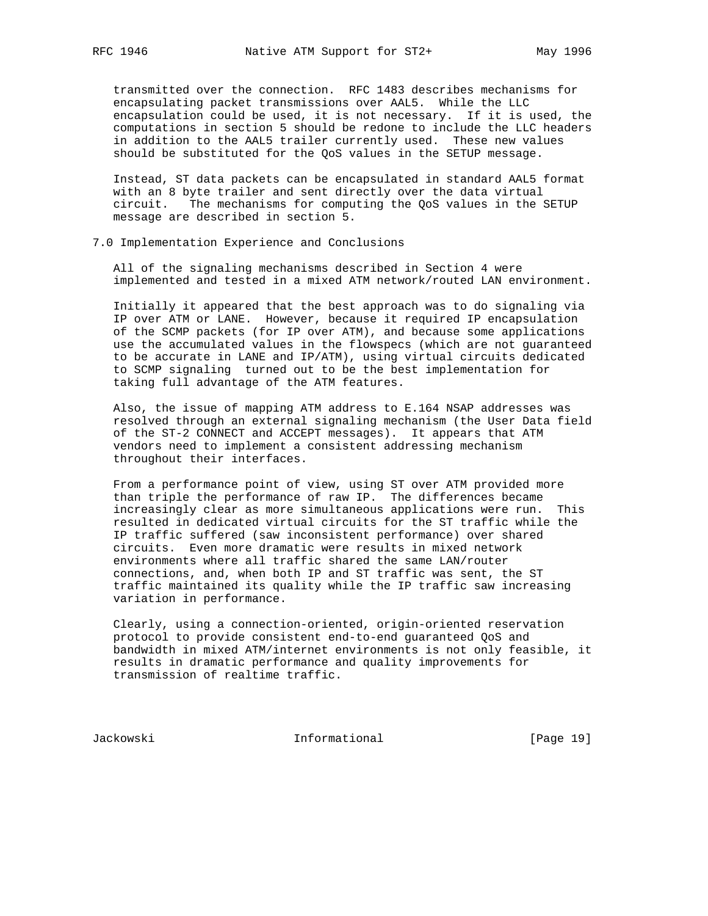transmitted over the connection. RFC 1483 describes mechanisms for encapsulating packet transmissions over AAL5. While the LLC encapsulation could be used, it is not necessary. If it is used, the computations in section 5 should be redone to include the LLC headers in addition to the AAL5 trailer currently used. These new values should be substituted for the QoS values in the SETUP message.

Instead, ST data packets can be encapsulated in standard AAL5 format with an 8 byte trailer and sent directly over the data virtual circuit. The mechanisms for computing the QoS values in the SETUP message are described in section 5.

## 7.0 Implementation Experience and Conclusions

All of the signaling mechanisms described in Section 4 were implemented and tested in a mixed ATM network/routed LAN environment.

Initially it appeared that the best approach was to do signaling via IP over ATM or LANE. However, because it required IP encapsulation of the SCMP packets (for IP over ATM), and because some applications use the accumulated values in the flowspecs (which are not guaranteed to be accurate in LANE and IP/ATM), using virtual circuits dedicated to SCMP signaling turned out to be the best implementation for taking full advantage of the ATM features.

Also, the issue of mapping ATM address to E.164 NSAP addresses was resolved through an external signaling mechanism (the User Data field of the ST-2 CONNECT and ACCEPT messages). It appears that ATM vendors need to implement a consistent addressing mechanism throughout their interfaces.

From a performance point of view, using ST over ATM provided more than triple the performance of raw IP. The differences became increasingly clear as more simultaneous applications were run. This resulted in dedicated virtual circuits for the ST traffic while the IP traffic suffered (saw inconsistent performance) over shared circuits. Even more dramatic were results in mixed network environments where all traffic shared the same LAN/router connections, and, when both IP and ST traffic was sent, the ST traffic maintained its quality while the IP traffic saw increasing variation in performance.

Clearly, using a connection-oriented, origin-oriented reservation protocol to provide consistent end-to-end guaranteed QoS and bandwidth in mixed ATM/internet environments is not only feasible, it results in dramatic performance and quality improvements for transmission of realtime traffic.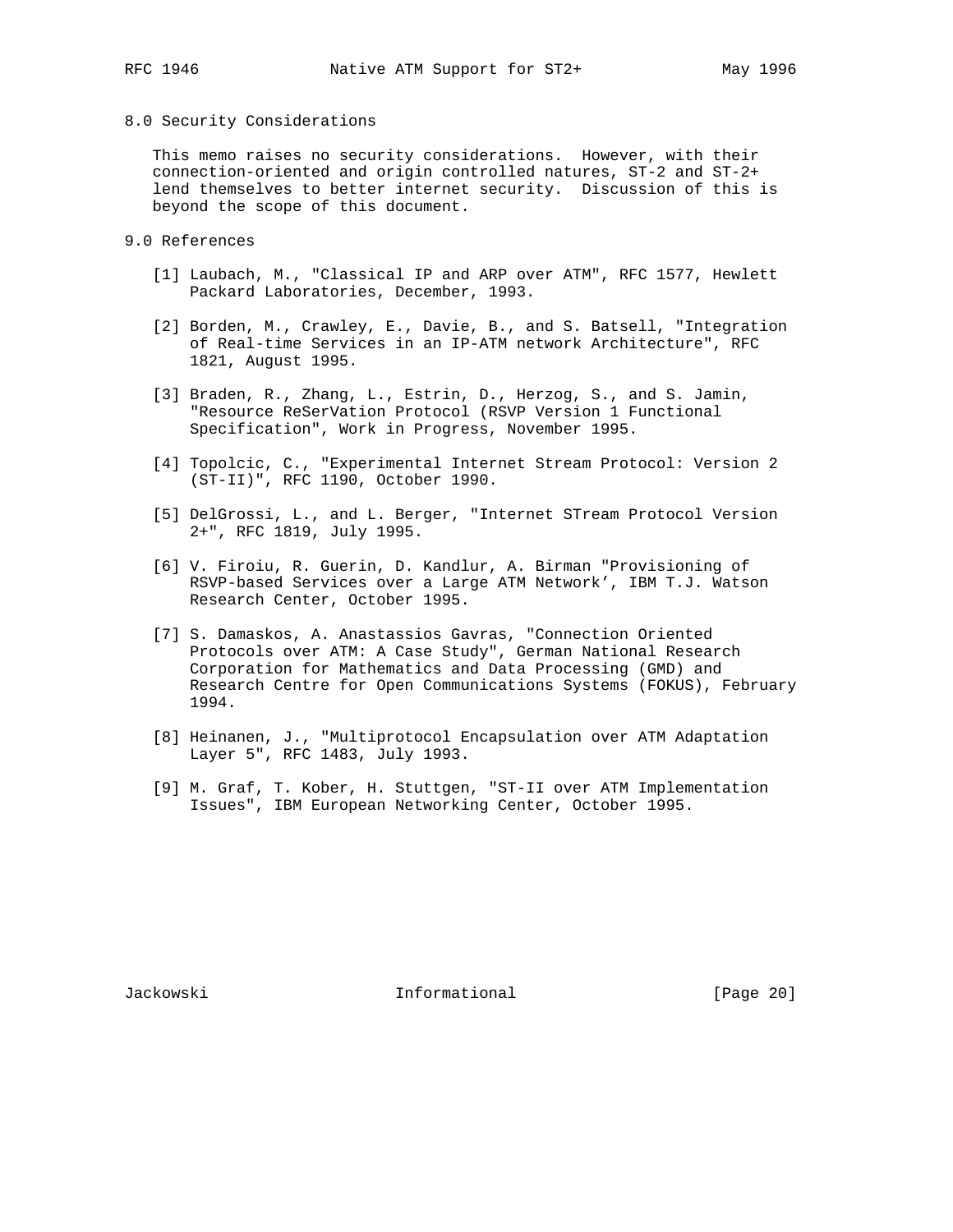## 8.0 Security Considerations

This memo raises no security considerations. However, with their connection-oriented and origin controlled natures, ST-2 and ST-2+ lend themselves to better internet security. Discussion of this is beyond the scope of this document.

## 9.0 References

[1] Laubach, M., "Classical IP and ARP over ATM", RFC 1577, Hewlett Packard Laboratories, December, 1993.

[2] Borden, M., Crawley, E., Davie, B., and S. Batsell, "Integration of Real-time Services in an IP-ATM network Architecture", RFC 1821, August 1995.

[3] Braden, R., Zhang, L., Estrin, D., Herzog, S., and S. Jamin, "Resource ReSerVation Protocol (RSVP Version 1 Functional Specification", Work in Progress, November 1995.

[4] Topolcic, C., "Experimental Internet Stream Protocol: Version 2 (ST-II)", RFC 1190, October 1990.

[5] DelGrossi, L., and L. Berger, "Internet STream Protocol Version 2+", RFC 1819, July 1995.

[6] V. Firoiu, R. Guerin, D. Kandlur, A. Birman "Provisioning of RSVP-based Services over a Large ATM Network’, IBM T.J. Watson Research Center, October 1995.

[7] S. Damaskos, A. Anastassios Gavras, "Connection Oriented Protocols over ATM: A Case Study", German National Research Corporation for Mathematics and Data Processing (GMD) and Research Centre for Open Communications Systems (FOKUS), February 1994.

[8] Heinanen, J., "Multiprotocol Encapsulation over ATM Adaptation Layer 5", RFC 1483, July 1993.

[9] M. Graf, T. Kober, H. Stuttgen, "ST-II over ATM Implementation Issues", IBM European Networking Center, October 1995.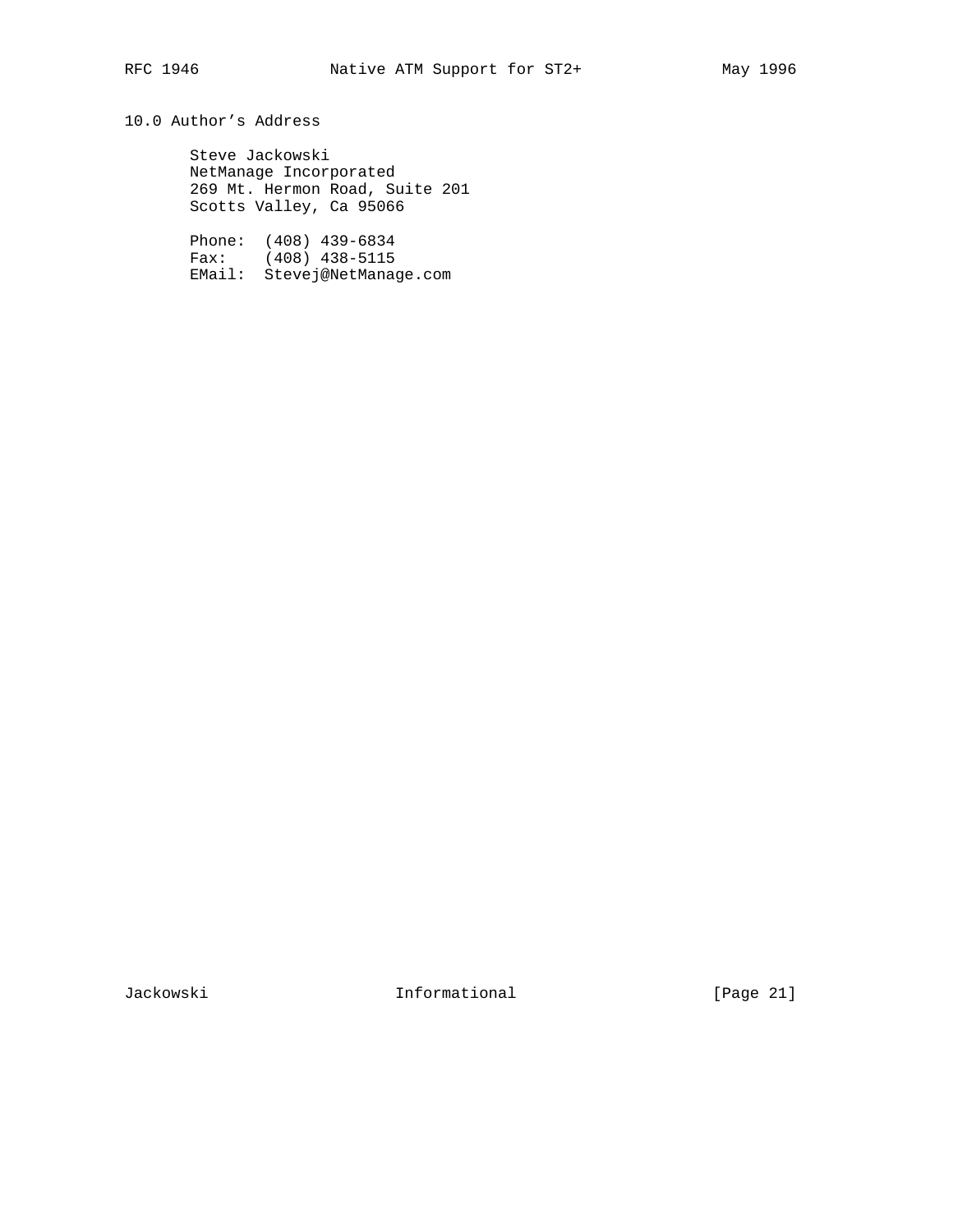## 10.0 Author's Address

Steve Jackowski
NetManage Incorporated
269 Mt. Hermon Road, Suite 201
Scotts Valley, Ca 95066

Phone: (408) 439-6834
Fax: (408) 438-5115
EMail: Stevej@NetManage.com